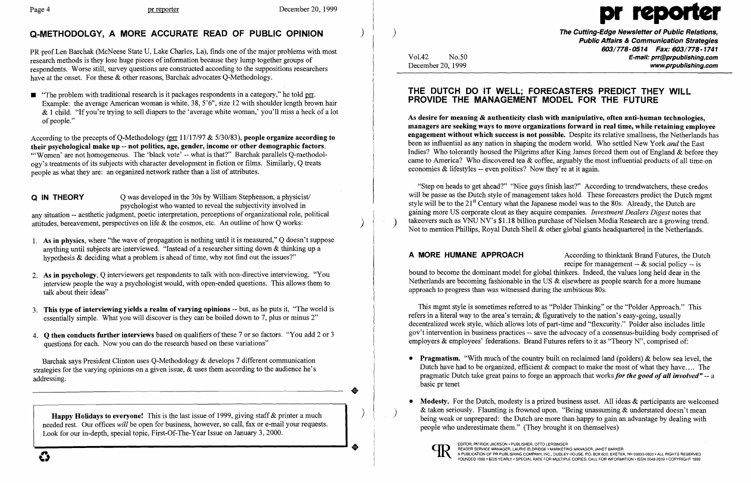## Q-METHODOLGY, A MORE ACCURATE READ OF PUBLIC OPINION

PR prof Len Barchak (McNeese State U, Lake Charles, La), finds one of the major problems with most research methods is they lose huge pieces of information because they lump together groups of respondents. Worse still, survey questions are constructed according to the suppositions researchers have at the onset. For these & other reasons, Barchak advocates Q-Methodology.

- "The problem with traditional research is it packages respondents in a category," he told prr. Example: the average American woman is white, 38, 5'6", size 12 with shoulder length brown hair & 1 child. "If you're trying to sell diapers to the 'average white woman,' you'll miss a heck of a lot of people."

According to the precepts of Q-Methodology (prr 11/17/97 & 5/30/83), **people organize according to their psychological make up -- not politics, age, gender, income or other demographic factors.** "'Women' are not homogeneous. The 'black vote' -- what is that?" Barchak parallels Q-methodology's treatments of its subjects with character development in fiction or films. Similarly, Q treats people as what they are: an organized network rather than a list of attributes.

**Q IN THEORY** Q was developed in the 30s by William Stephenson, a physicist/psychologist who wanted to reveal the subjectivity involved in any situation -- aesthetic judgment, poetic interpretation, perceptions of organizational role, political attitudes, bereavement, perspectives on life & the cosmos, etc. An outline of how Q works:

1. **As in physics,** where "the wave of propagation is nothing until it is measured," Q doesn't suppose anything until subjects are interviewed. "Instead of a researcher sitting down & thinking up a hypothesis & deciding what a problem is ahead of time, why not find out the issues?"
2. **As in psychology,** Q interviewers get respondents to talk with non-directive interviewing. "You interview people the way a psychologist would, with open-ended questions. This allows them to talk about their ideas"
3. **This type of interviewing yields a realm of varying opinions** -- but, as he puts it, "The world is essentially simple. What you will discover is they can be boiled down to 7, plus or minus 2"
4. **Q then conducts further interviews** based on qualifiers of these 7 or so factors. "You add 2 or 3 questions for each. Now you can do the research based on these variations"

Barchak says President Clinton uses Q-Methodology & develops 7 different communication strategies for the varying opinions on a given issue, & uses them according to the audience he's addressing.

---

**Happy Holidays to everyone!** This is the last issue of 1999, giving staff & printer a much needed rest. Our offices *will* be open for business, however, so call, fax or e-mail your requests. Look for our in-depth, special topic, First-Of-The-Year Issue on January 3, 2000.

---

# pr reporter

**The Cutting-Edge Newsletter of Public Relations, Public Affairs & Communication Strategies**
**603/778-0514 Fax: 603/778-1741**
**E-mail: prr@prpublishing.com**
**www.prpublishing.com**

Vol.42 No.50
December 20, 1999

## THE DUTCH DO IT WELL; FORECASTERS PREDICT THEY WILL PROVIDE THE MANAGEMENT MODEL FOR THE FUTURE

**As desire for meaning & authenticity clash with manipulative, often anti-human technologies, managers are seeking ways to move organizations forward in real time, while retaining employee engagement without which success is not possible.** Despite its relative smallness, the Netherlands has been as influential as any nation in shaping the modern world. Who settled New York *and* the East Indies? Who tolerantly housed the Pilgrims after King James forced them out of England & before they came to America? Who discovered tea & coffee, arguably the most influential products of all time on economies & lifestyles -- even politics? Now they're at it again.

"Step on heads to get ahead?" "Nice guys finish last?" According to trendwatchers, these credos will be passe as the Dutch style of management takes hold. These forecasters predict the Dutch mgmt style will be to the 21st Century what the Japanese model was to the 80s. Already, the Dutch are gaining more US corporate clout as they acquire companies. *Investment Dealers Digest* notes that takeovers such as VNU NV's $1.18 billion purchase of Nielsen Media Research are a growing trend. Not to mention Phillips, Royal Dutch Shell & other global giants headquartered in the Netherlands.

**A MORE HUMANE APPROACH** According to thinktank Brand Futures, the Dutch recipe for management -- & social policy -- is bound to become the dominant model for global thinkers. Indeed, the values long held dear in the Netherlands are becoming fashionable in the US & elsewhere as people search for a more humane approach to progress than was witnessed during the ambitious 80s.

This mgmt style is sometimes referred to as "Polder Thinking" or the "Polder Approach." This refers in a literal way to the area's terrain; & figuratively to the nation's easy-going, usually decentralized work style, which allows lots of part-time and "flexcurity." Polder also includes little gov't intervention in business practices -- save the advocacy of a consensus-building body comprised of employers & employees' federations. Brand Futures refers to it as "Theory N", comprised of:

- **Pragmatism.** "With much of the country built on reclaimed land (polders) & below sea level, the Dutch have had to be organized, efficient & compact to make the most of what they have.... The pragmatic Dutch take great pains to forge an approach that works ***for the good of all involved"*** -- a basic pr tenet
- **Modesty.** For the Dutch, modesty is a prized business asset. All ideas & participants are welcomed & taken seriously. Flaunting is frowned upon. "Being unassuming & understated doesn't mean being weak or unprepared: the Dutch are more than happy to gain an advantage by dealing with people who underestimate them." (They brought it on themselves)

EDITOR, PATRICK JACKSON • PUBLISHER, OTTO LERBINGER
READER SERVICE MANAGER, LAURIE ELDRIDGE • MARKETING MANAGER, JANET BARKER
A PUBLICATION OF PR PUBLISHING COMPANY, INC., DUDLEY HOUSE, P.O. BOX 600, EXETER, NH 03833-0600 • ALL RIGHTS RESERVED
FOUNDED 1958 • $225 YEARLY • SPECIAL RATE FOR MULTIPLE COPIES: CALL FOR INFORMATION • ISSN 0048-2609 • COPYRIGHT 1999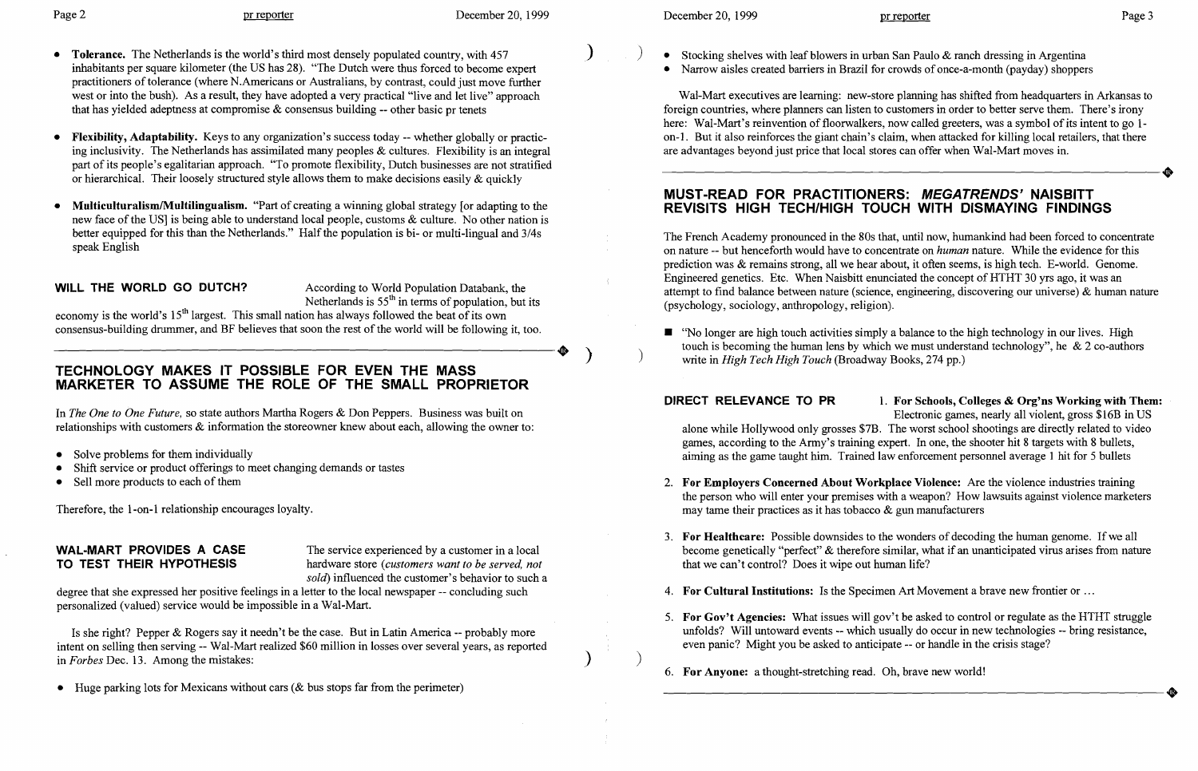- **Tolerance.** The Netherlands is the world's third most densely populated country, with 457 inhabitants per square kilometer (the US has 28). "The Dutch were thus forced to become expert practitioners of tolerance (where N.Americans or Australians, by contrast, could just move further west or into the bush). As a result, they have adopted a very practical "live and let live" approach that has yielded adeptness at compromise & consensus building -- other basic pr tenets
- **Flexibility, Adaptability.** Keys to any organization's success today -- whether globally or practicing inclusivity. The Netherlands has assimilated many peoples & cultures. Flexibility is an integral part of its people's egalitarian approach. "To promote flexibility, Dutch businesses are not stratified or hierarchical. Their loosely structured style allows them to make decisions easily & quickly
- **Multiculturalism/Multilingualism.** "Part of creating a winning global strategy [or adapting to the new face of the US] is being able to understand local people, customs & culture. No other nation is better equipped for this than the Netherlands." Half the population is bi- or multi-lingual and 3/4s speak English

**WILL THE WORLD GO DUTCH?** According to World Population Databank, the Netherlands is 55th in terms of population, but its economy is the world's 15th largest. This small nation has always followed the beat of its own consensus-building drummer, and BF believes that soon the rest of the world will be following it, too.

## TECHNOLOGY MAKES IT POSSIBLE FOR EVEN THE MASS MARKETER TO ASSUME THE ROLE OF THE SMALL PROPRIETOR

In *The One to One Future,* so state authors Martha Rogers & Don Peppers. Business was built on relationships with customers & information the storeowner knew about each, allowing the owner to:

- Solve problems for them individually
- Shift service or product offerings to meet changing demands or tastes
- Sell more products to each of them

Therefore, the 1-on-1 relationship encourages loyalty.

**WAL-MART PROVIDES A CASE TO TEST THEIR HYPOTHESIS** The service experienced by a customer in a local hardware store (*customers want to be served, not sold*) influenced the customer's behavior to such a degree that she expressed her positive feelings in a letter to the local newspaper -- concluding such personalized (valued) service would be impossible in a Wal-Mart.

Is she right? Pepper & Rogers say it needn't be the case. But in Latin America -- probably more intent on selling then serving -- Wal-Mart realized $60 million in losses over several years, as reported in *Forbes* Dec. 13. Among the mistakes:

- Huge parking lots for Mexicans without cars (& bus stops far from the perimeter)
- Stocking shelves with leaf blowers in urban San Paulo & ranch dressing in Argentina
- Narrow aisles created barriers in Brazil for crowds of once-a-month (payday) shoppers

Wal-Mart executives are learning: new-store planning has shifted from headquarters in Arkansas to foreign countries, where planners can listen to customers in order to better serve them. There's irony here: Wal-Mart's reinvention of floorwalkers, now called greeters, was a symbol of its intent to go 1-on-1. But it also reinforces the giant chain's claim, when attacked for killing local retailers, that there are advantages beyond just price that local stores can offer when Wal-Mart moves in.

## MUST-READ FOR PRACTITIONERS: *MEGATRENDS'* NAISBITT REVISITS HIGH TECH/HIGH TOUCH WITH DISMAYING FINDINGS

The French Academy pronounced in the 80s that, until now, humankind had been forced to concentrate on nature -- but henceforth would have to concentrate on *human* nature. While the evidence for this prediction was & remains strong, all we hear about, it often seems, is high tech. E-world. Genome. Engineered genetics. Etc. When Naisbitt enunciated the concept of HTHT 30 yrs ago, it was an attempt to find balance between nature (science, engineering, discovering our universe) & human nature (psychology, sociology, anthropology, religion).

- "No longer are high touch activities simply a balance to the high technology in our lives. High touch is becoming the human lens by which we must understand technology", he & 2 co-authors write in *High Tech High Touch* (Broadway Books, 274 pp.)

**DIRECT RELEVANCE TO PR**

1. **For Schools, Colleges & Org'ns Working with Them:** Electronic games, nearly all violent, gross $16B in US alone while Hollywood only grosses $7B. The worst school shootings are directly related to video games, according to the Army's training expert. In one, the shooter hit 8 targets with 8 bullets, aiming as the game taught him. Trained law enforcement personnel average 1 hit for 5 bullets
2. **For Employers Concerned About Workplace Violence:** Are the violence industries training the person who will enter your premises with a weapon? How lawsuits against violence marketers may tame their practices as it has tobacco & gun manufacturers
3. **For Healthcare:** Possible downsides to the wonders of decoding the human genome. If we all become genetically "perfect" & therefore similar, what if an unanticipated virus arises from nature that we can't control? Does it wipe out human life?
4. **For Cultural Institutions:** Is the Specimen Art Movement a brave new frontier or ...
5. **For Gov't Agencies:** What issues will gov't be asked to control or regulate as the HTHT struggle unfolds? Will untoward events -- which usually do occur in new technologies -- bring resistance, even panic? Might you be asked to anticipate -- or handle in the crisis stage?
6. **For Anyone:** a thought-stretching read. Oh, brave new world!